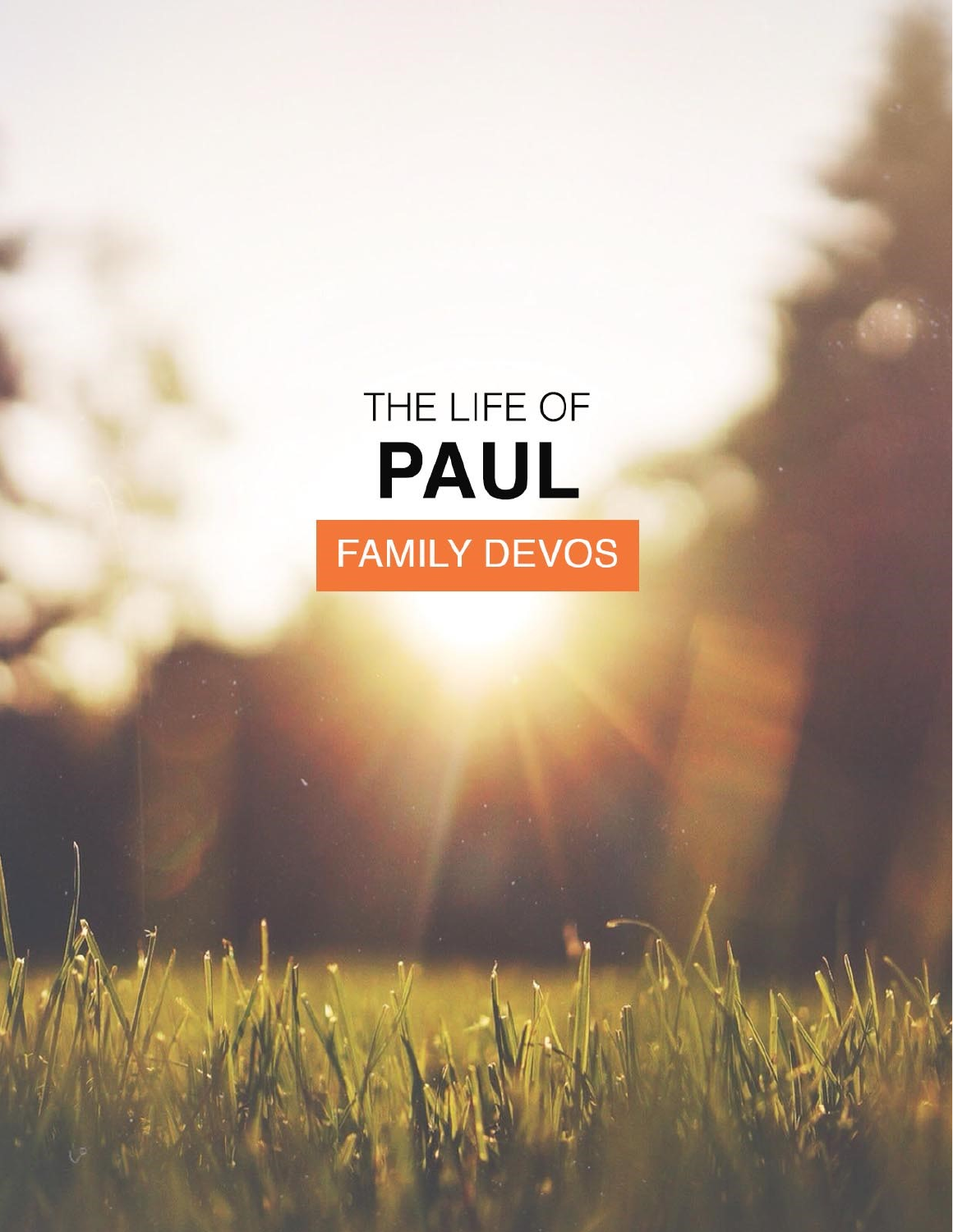# THE LIFE OF
# **PAUL**

## FAMILY DEVOS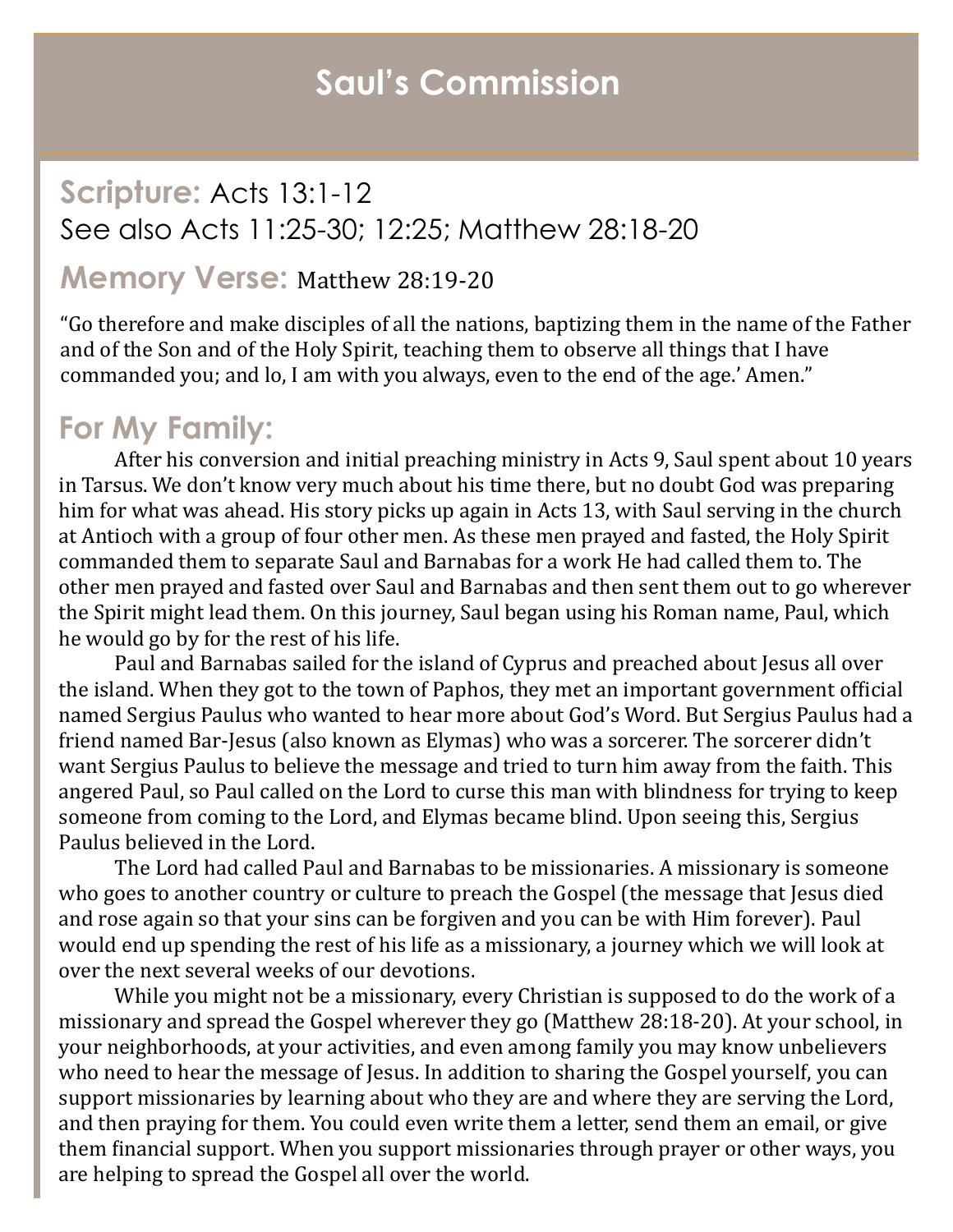# Saul's Commission

## Scripture: Acts 13:1-12

See also Acts 11:25-30; 12:25; Matthew 28:18-20

## Memory Verse: Matthew 28:19-20

"Go therefore and make disciples of all the nations, baptizing them in the name of the Father and of the Son and of the Holy Spirit, teaching them to observe all things that I have commanded you; and lo, I am with you always, even to the end of the age.' Amen."

## For My Family:

After his conversion and initial preaching ministry in Acts 9, Saul spent about 10 years in Tarsus. We don't know very much about his time there, but no doubt God was preparing him for what was ahead. His story picks up again in Acts 13, with Saul serving in the church at Antioch with a group of four other men. As these men prayed and fasted, the Holy Spirit commanded them to separate Saul and Barnabas for a work He had called them to. The other men prayed and fasted over Saul and Barnabas and then sent them out to go wherever the Spirit might lead them. On this journey, Saul began using his Roman name, Paul, which he would go by for the rest of his life.

Paul and Barnabas sailed for the island of Cyprus and preached about Jesus all over the island. When they got to the town of Paphos, they met an important government official named Sergius Paulus who wanted to hear more about God's Word. But Sergius Paulus had a friend named Bar-Jesus (also known as Elymas) who was a sorcerer. The sorcerer didn't want Sergius Paulus to believe the message and tried to turn him away from the faith. This angered Paul, so Paul called on the Lord to curse this man with blindness for trying to keep someone from coming to the Lord, and Elymas became blind. Upon seeing this, Sergius Paulus believed in the Lord.

The Lord had called Paul and Barnabas to be missionaries. A missionary is someone who goes to another country or culture to preach the Gospel (the message that Jesus died and rose again so that your sins can be forgiven and you can be with Him forever). Paul would end up spending the rest of his life as a missionary, a journey which we will look at over the next several weeks of our devotions.

While you might not be a missionary, every Christian is supposed to do the work of a missionary and spread the Gospel wherever they go (Matthew 28:18-20). At your school, in your neighborhoods, at your activities, and even among family you may know unbelievers who need to hear the message of Jesus. In addition to sharing the Gospel yourself, you can support missionaries by learning about who they are and where they are serving the Lord, and then praying for them. You could even write them a letter, send them an email, or give them financial support. When you support missionaries through prayer or other ways, you are helping to spread the Gospel all over the world.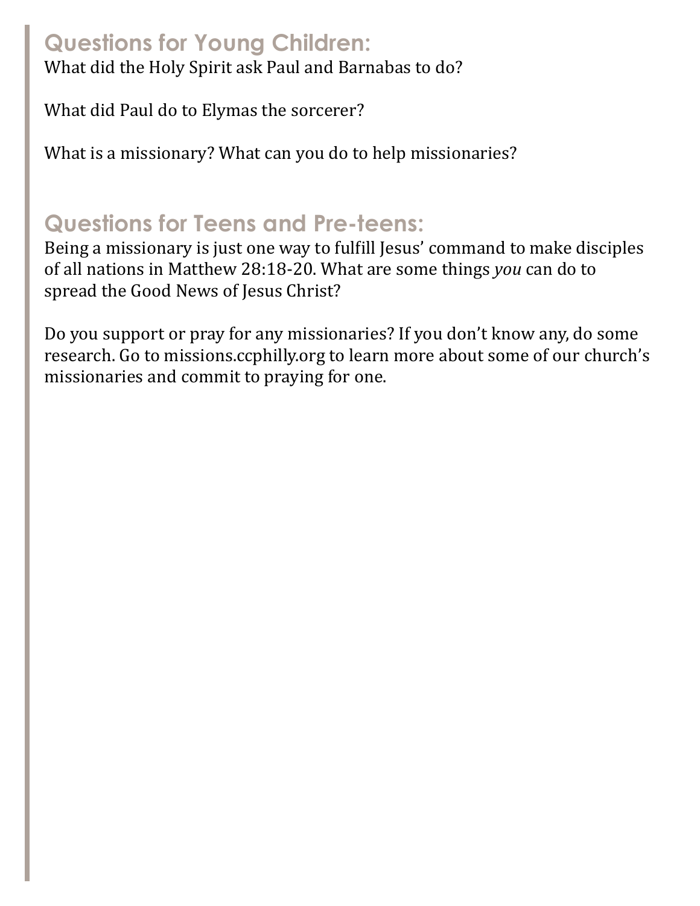## Questions for Young Children:

What did the Holy Spirit ask Paul and Barnabas to do?

What did Paul do to Elymas the sorcerer?

What is a missionary? What can you do to help missionaries?

## Questions for Teens and Pre-teens:

Being a missionary is just one way to fulfill Jesus' command to make disciples of all nations in Matthew 28:18-20. What are some things *you* can do to spread the Good News of Jesus Christ?

Do you support or pray for any missionaries? If you don't know any, do some research. Go to missions.ccphilly.org to learn more about some of our church's missionaries and commit to praying for one.